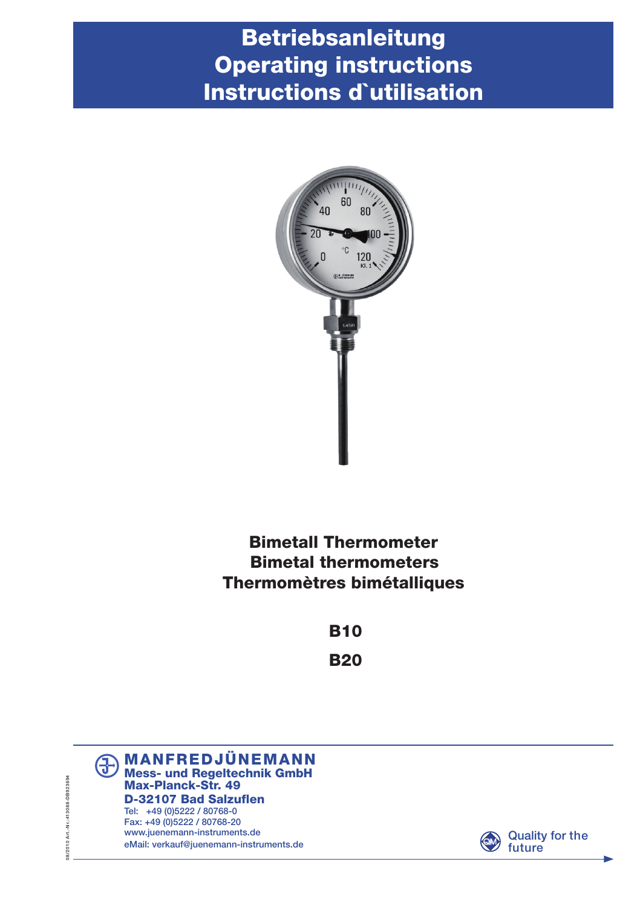# Betriebsanleitung
# Operating instructions
# Instructions d`utilisation

## Bimetall Thermometer
## Bimetal thermometers
## Thermomètres bimétalliques

**B10**

**B20**

**MANFREDJÜNEMANN**
**Mess- und Regeltechnik GmbH**
**Max-Planck-Str. 49**
**D-32107 Bad Salzuflen**
Tel: +49 (0)5222 / 80768-0
Fax: +49 (0)5222 / 80768-20
www.juenemann-instruments.de
eMail: verkauf@juenemann-instruments.de

Quality for the future

08/2010 Art.-Nr.: 413088-DB923694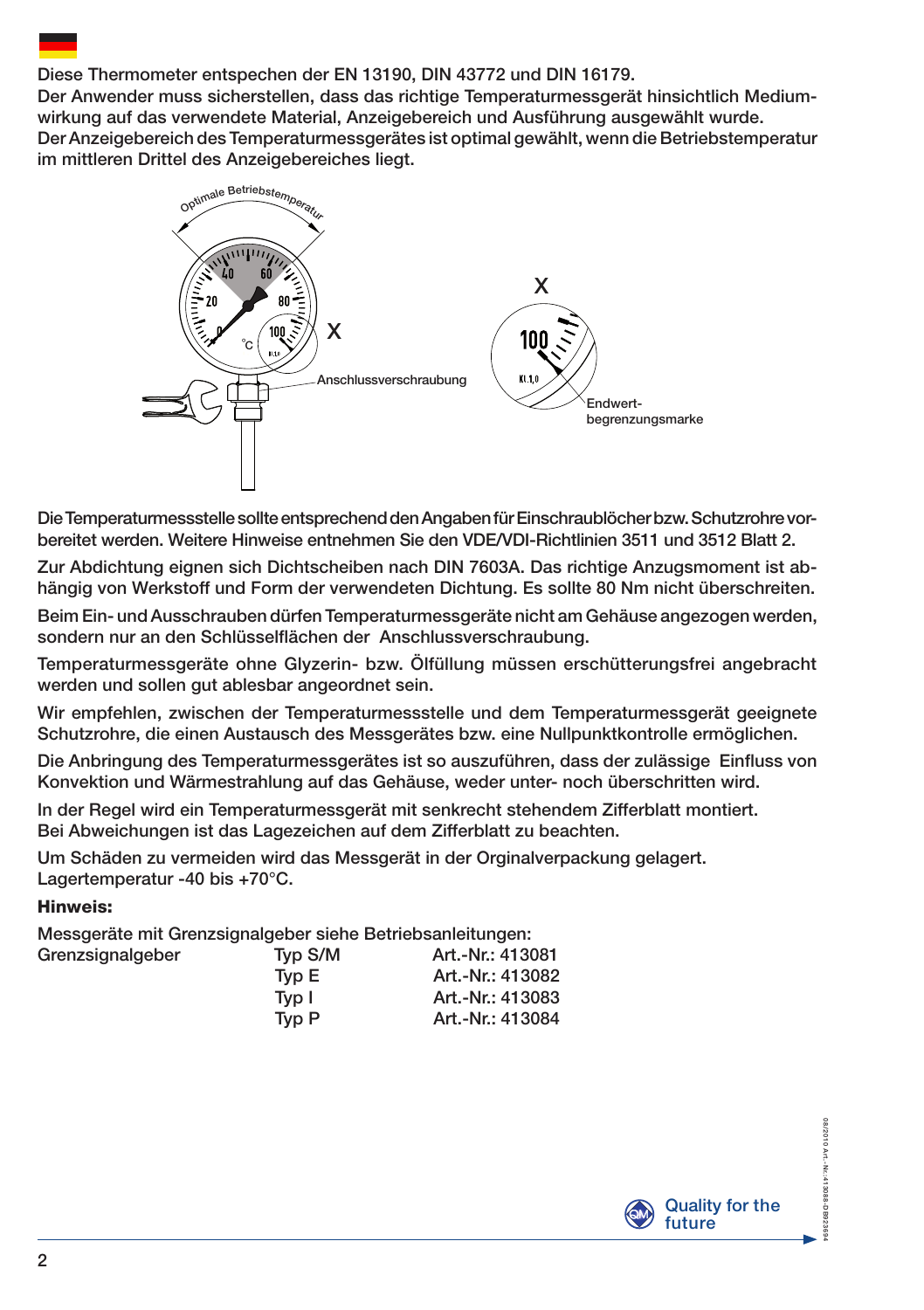Diese Thermometer entspechen der EN 13190, DIN 43772 und DIN 16179.
Der Anwender muss sicherstellen, dass das richtige Temperaturmessgerät hinsichtlich Mediumwirkung auf das verwendete Material, Anzeigebereich und Ausführung ausgewählt wurde.
Der Anzeigebereich des Temperaturmessgerätes ist optimal gewählt, wenn die Betriebstemperatur im mittleren Drittel des Anzeigebereiches liegt.

Optimale Betriebstemperatur

X

Anschlussverschraubung

X

Endwert­begrenzungsmarke

Die Temperaturmessstelle sollte entsprechend den Angaben für Einschraublöcher bzw. Schutzrohre vorbereitet werden. Weitere Hinweise entnehmen Sie den VDE/VDI-Richtlinien 3511 und 3512 Blatt 2.

Zur Abdichtung eignen sich Dichtscheiben nach DIN 7603A. Das richtige Anzugsmoment ist abhängig von Werkstoff und Form der verwendeten Dichtung. Es sollte 80 Nm nicht überschreiten.

Beim Ein- und Ausschrauben dürfen Temperaturmessgeräte nicht am Gehäuse angezogen werden, sondern nur an den Schlüsselflächen der Anschlussverschraubung.

Temperaturmessgeräte ohne Glyzerin- bzw. Ölfüllung müssen erschütterungsfrei angebracht werden und sollen gut ablesbar angeordnet sein.

Wir empfehlen, zwischen der Temperaturmessstelle und dem Temperaturmessgerät geeignete Schutzrohre, die einen Austausch des Messgerätes bzw. eine Nullpunktkontrolle ermöglichen.

Die Anbringung des Temperaturmessgerätes ist so auszuführen, dass der zulässige Einfluss von Konvektion und Wärmestrahlung auf das Gehäuse, weder unter- noch überschritten wird.

In der Regel wird ein Temperaturmessgerät mit senkrecht stehendem Zifferblatt montiert.
Bei Abweichungen ist das Lagezeichen auf dem Zifferblatt zu beachten.

Um Schäden zu vermeiden wird das Messgerät in der Orginalverpackung gelagert.
Lagertemperatur -40 bis +70°C.

**Hinweis:**

Messgeräte mit Grenzsignalgeber siehe Betriebsanleitungen:

| | | |
|---|---|---|
| Grenzsignalgeber | Typ S/M | Art.-Nr.: 413081 |
| | Typ E | Art.-Nr.: 413082 |
| | Typ I | Art.-Nr.: 413083 |
| | Typ P | Art.-Nr.: 413084 |

Quality for the future

08/2010 Art.-Nr.:413088-DB923694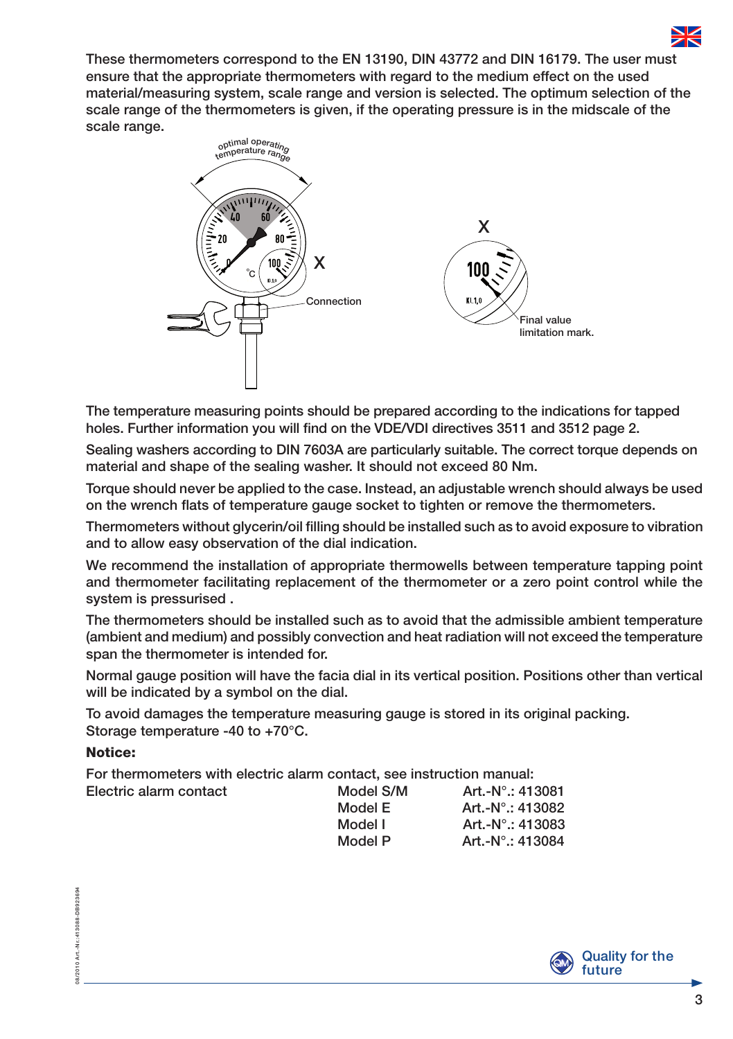These thermometers correspond to the EN 13190, DIN 43772 and DIN 16179. The user must ensure that the appropriate thermometers with regard to the medium effect on the used material/measuring system, scale range and version is selected. The optimum selection of the scale range of the thermometers is given, if the operating pressure is in the midscale of the scale range.

optimal operating temperature range

X

Connection

X

Final value limitation mark.

The temperature measuring points should be prepared according to the indications for tapped holes. Further information you will find on the VDE/VDI directives 3511 and 3512 page 2.

Sealing washers according to DIN 7603A are particularly suitable. The correct torque depends on material and shape of the sealing washer. It should not exceed 80 Nm.

Torque should never be applied to the case. Instead, an adjustable wrench should always be used on the wrench flats of temperature gauge socket to tighten or remove the thermometers.

Thermometers without glycerin/oil filling should be installed such as to avoid exposure to vibration and to allow easy observation of the dial indication.

We recommend the installation of appropriate thermowells between temperature tapping point and thermometer facilitating replacement of the thermometer or a zero point control while the system is pressurised .

The thermometers should be installed such as to avoid that the admissible ambient temperature (ambient and medium) and possibly convection and heat radiation will not exceed the temperature span the thermometer is intended for.

Normal gauge position will have the facia dial in its vertical position. Positions other than vertical will be indicated by a symbol on the dial.

To avoid damages the temperature measuring gauge is stored in its original packing.
Storage temperature -40 to +70°C.

**Notice:**

For thermometers with electric alarm contact, see instruction manual:

| | | |
|---|---|---|
| Electric alarm contact | Model S/M | Art.-N°.: 413081 |
| | Model E | Art.-N°.: 413082 |
| | Model I | Art.-N°.: 413083 |
| | Model P | Art.-N°.: 413084 |

Quality for the future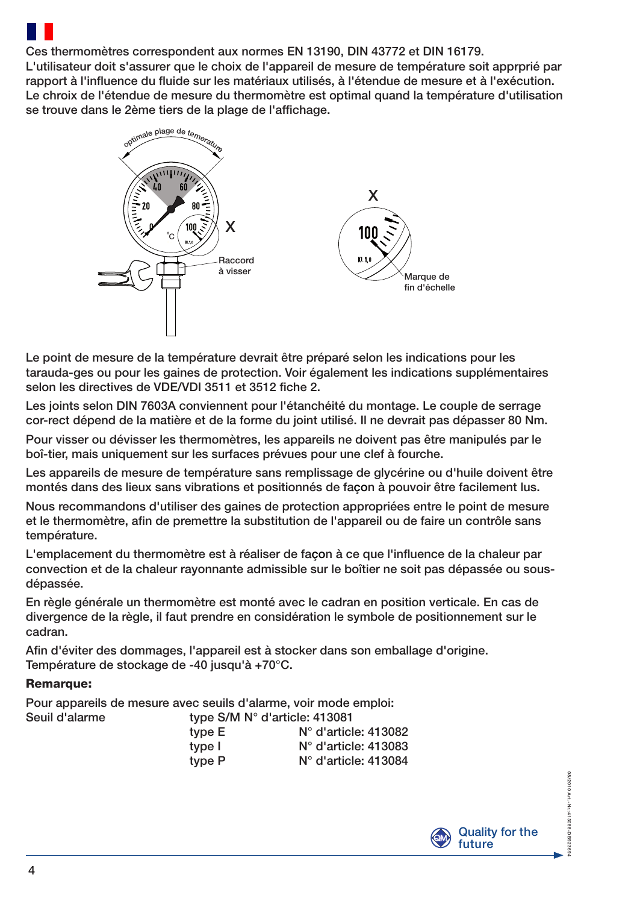Ces thermomètres correspondent aux normes EN 13190, DIN 43772 et DIN 16179.
L'utilisateur doit s'assurer que le choix de l'appareil de mesure de température soit apprprié par rapport à l'influence du fluide sur les matériaux utilisés, à l'étendue de mesure et à l'exécution. Le chroix de l'étendue de mesure du thermomètre est optimal quand la température d'utilisation se trouve dans le 2ème tiers de la plage de l'affichage.

optimale plage de temerature

Raccord à visser

X

Marque de fin d'échelle

Le point de mesure de la température devrait être préparé selon les indications pour les tarauda-ges ou pour les gaines de protection. Voir également les indications supplémentaires selon les directives de VDE/VDI 3511 et 3512 fiche 2.

Les joints selon DIN 7603A conviennent pour l'étanchéité du montage. Le couple de serrage cor-rect dépend de la matière et de la forme du joint utilisé. Il ne devrait pas dépasser 80 Nm.

Pour visser ou dévisser les thermomètres, les appareils ne doivent pas être manipulés par le boî-tier, mais uniquement sur les surfaces prévues pour une clef à fourche.

Les appareils de mesure de température sans remplissage de glycérine ou d'huile doivent être montés dans des lieux sans vibrations et positionnés de façon à pouvoir être facilement lus.

Nous recommandons d'utiliser des gaines de protection appropriées entre le point de mesure et le thermomètre, afin de premettre la substitution de l'appareil ou de faire un contrôle sans température.

L'emplacement du thermomètre est à réaliser de façon à ce que l'influence de la chaleur par convection et de la chaleur rayonnante admissible sur le boîtier ne soit pas dépassée ou sous-dépassée.

En règle générale un thermomètre est monté avec le cadran en position verticale. En cas de divergence de la règle, il faut prendre en considération le symbole de positionnement sur le cadran.

Afin d'éviter des dommages, l'appareil est à stocker dans son emballage d'origine.
Température de stockage de -40 jusqu'à +70°C.

**Remarque:**

Pour appareils de mesure avec seuils d'alarme, voir mode emploi:

| | | |
|---|---|---|
| Seuil d'alarme | type S/M | N° d'article: 413081 |
| | type E | N° d'article: 413082 |
| | type I | N° d'article: 413083 |
| | type P | N° d'article: 413084 |

Quality for the future

08/2010 Art.-Nr.:413088-DB923694